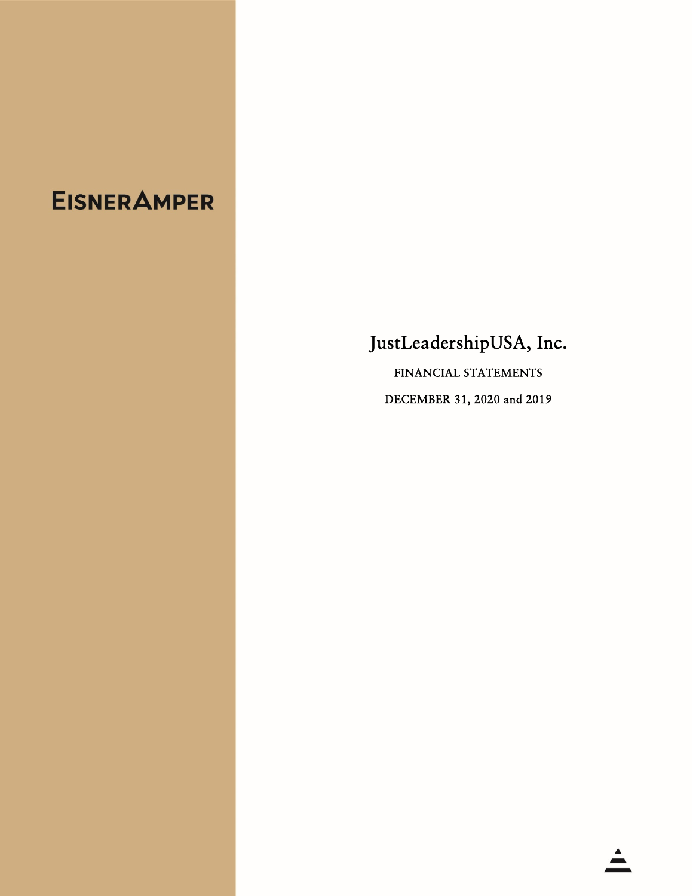EISNERAMPER

# JustLeadershipUSA, Inc.

FINANCIAL STATEMENTS

DECEMBER 31, 2020 and 2019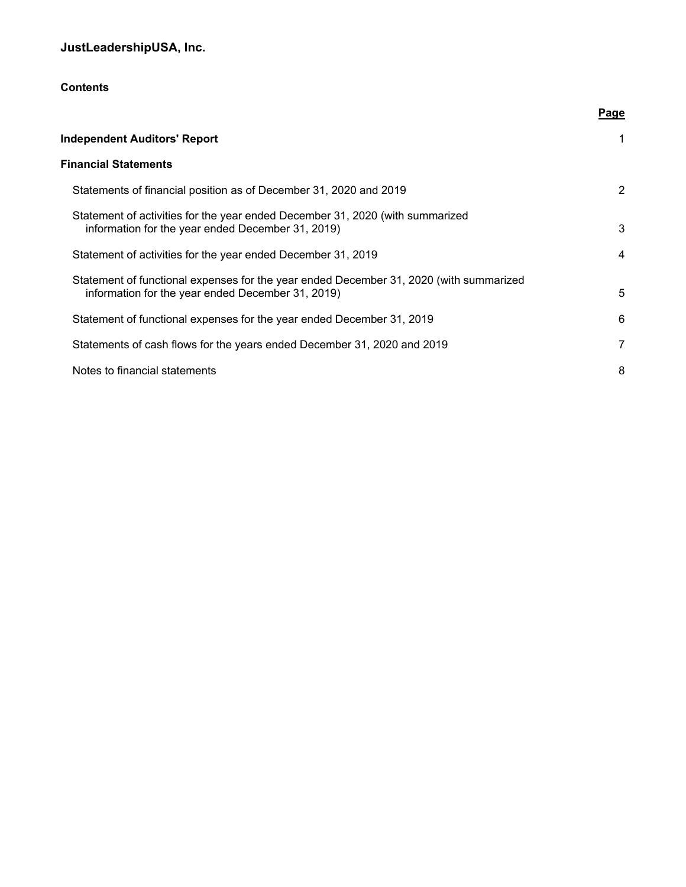**JustLeadershipUSA, Inc.**

**Contents**

| | Page |
|---|---|
| **Independent Auditors' Report** | 1 |
| **Financial Statements** | |
| Statements of financial position as of December 31, 2020 and 2019 | 2 |
| Statement of activities for the year ended December 31, 2020 (with summarized information for the year ended December 31, 2019) | 3 |
| Statement of activities for the year ended December 31, 2019 | 4 |
| Statement of functional expenses for the year ended December 31, 2020 (with summarized information for the year ended December 31, 2019) | 5 |
| Statement of functional expenses for the year ended December 31, 2019 | 6 |
| Statements of cash flows for the years ended December 31, 2020 and 2019 | 7 |
| Notes to financial statements | 8 |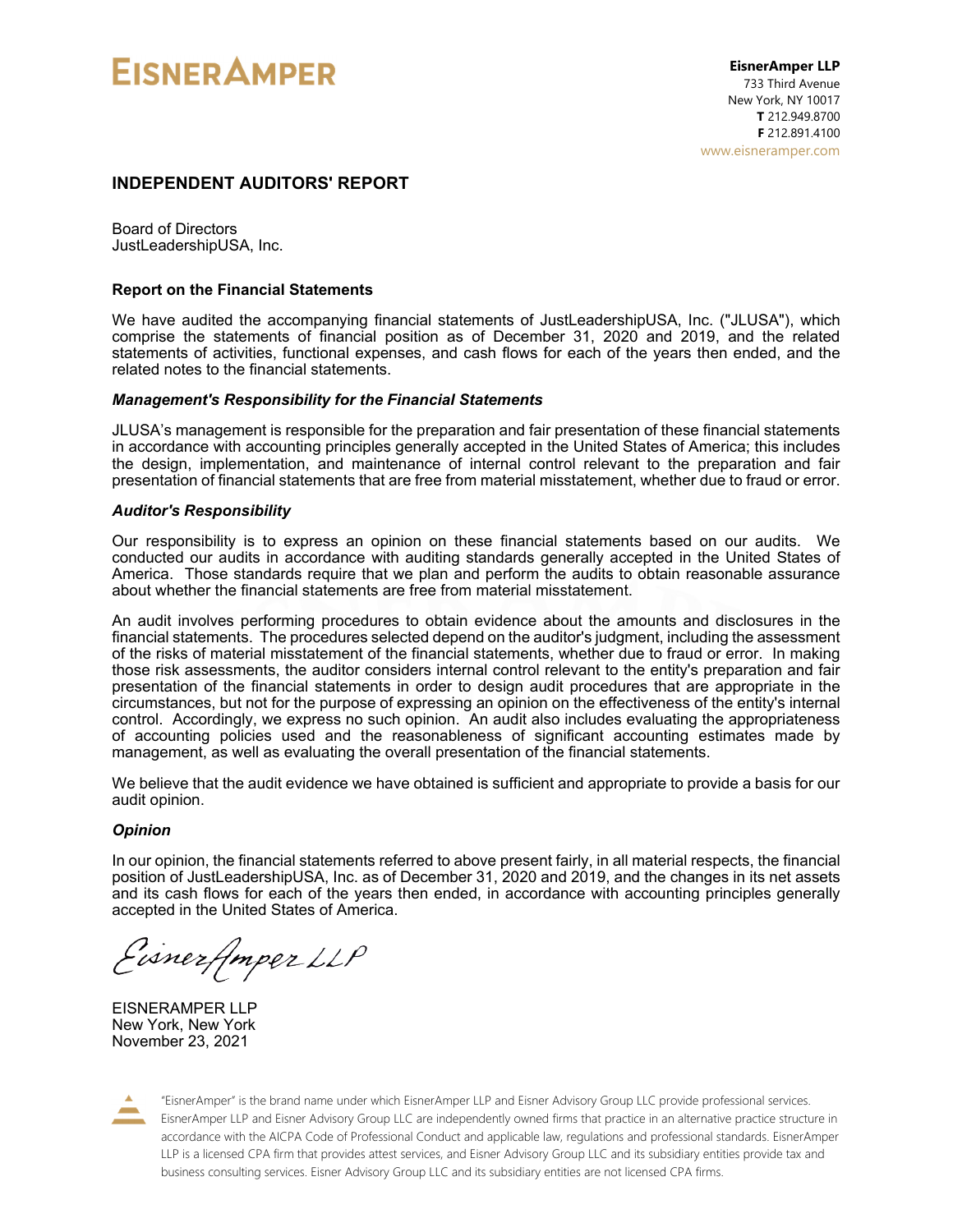EISNERAMPER

**EisnerAmper LLP**
733 Third Avenue
New York, NY 10017
**T** 212.949.8700
**F** 212.891.4100
www.eisneramper.com

## INDEPENDENT AUDITORS' REPORT

Board of Directors
JustLeadershipUSA, Inc.

### Report on the Financial Statements

We have audited the accompanying financial statements of JustLeadershipUSA, Inc. ("JLUSA"), which comprise the statements of financial position as of December 31, 2020 and 2019, and the related statements of activities, functional expenses, and cash flows for each of the years then ended, and the related notes to the financial statements.

#### *Management's Responsibility for the Financial Statements*

JLUSA's management is responsible for the preparation and fair presentation of these financial statements in accordance with accounting principles generally accepted in the United States of America; this includes the design, implementation, and maintenance of internal control relevant to the preparation and fair presentation of financial statements that are free from material misstatement, whether due to fraud or error.

#### *Auditor's Responsibility*

Our responsibility is to express an opinion on these financial statements based on our audits. We conducted our audits in accordance with auditing standards generally accepted in the United States of America. Those standards require that we plan and perform the audits to obtain reasonable assurance about whether the financial statements are free from material misstatement.

An audit involves performing procedures to obtain evidence about the amounts and disclosures in the financial statements. The procedures selected depend on the auditor's judgment, including the assessment of the risks of material misstatement of the financial statements, whether due to fraud or error. In making those risk assessments, the auditor considers internal control relevant to the entity's preparation and fair presentation of the financial statements in order to design audit procedures that are appropriate in the circumstances, but not for the purpose of expressing an opinion on the effectiveness of the entity's internal control. Accordingly, we express no such opinion. An audit also includes evaluating the appropriateness of accounting policies used and the reasonableness of significant accounting estimates made by management, as well as evaluating the overall presentation of the financial statements.

We believe that the audit evidence we have obtained is sufficient and appropriate to provide a basis for our audit opinion.

#### *Opinion*

In our opinion, the financial statements referred to above present fairly, in all material respects, the financial position of JustLeadershipUSA, Inc. as of December 31, 2020 and 2019, and the changes in its net assets and its cash flows for each of the years then ended, in accordance with accounting principles generally accepted in the United States of America.

*EisnerAmper LLP*

EISNERAMPER LLP
New York, New York
November 23, 2021

"EisnerAmper" is the brand name under which EisnerAmper LLP and Eisner Advisory Group LLC provide professional services. EisnerAmper LLP and Eisner Advisory Group LLC are independently owned firms that practice in an alternative practice structure in accordance with the AICPA Code of Professional Conduct and applicable law, regulations and professional standards. EisnerAmper LLP is a licensed CPA firm that provides attest services, and Eisner Advisory Group LLC and its subsidiary entities provide tax and business consulting services. Eisner Advisory Group LLC and its subsidiary entities are not licensed CPA firms.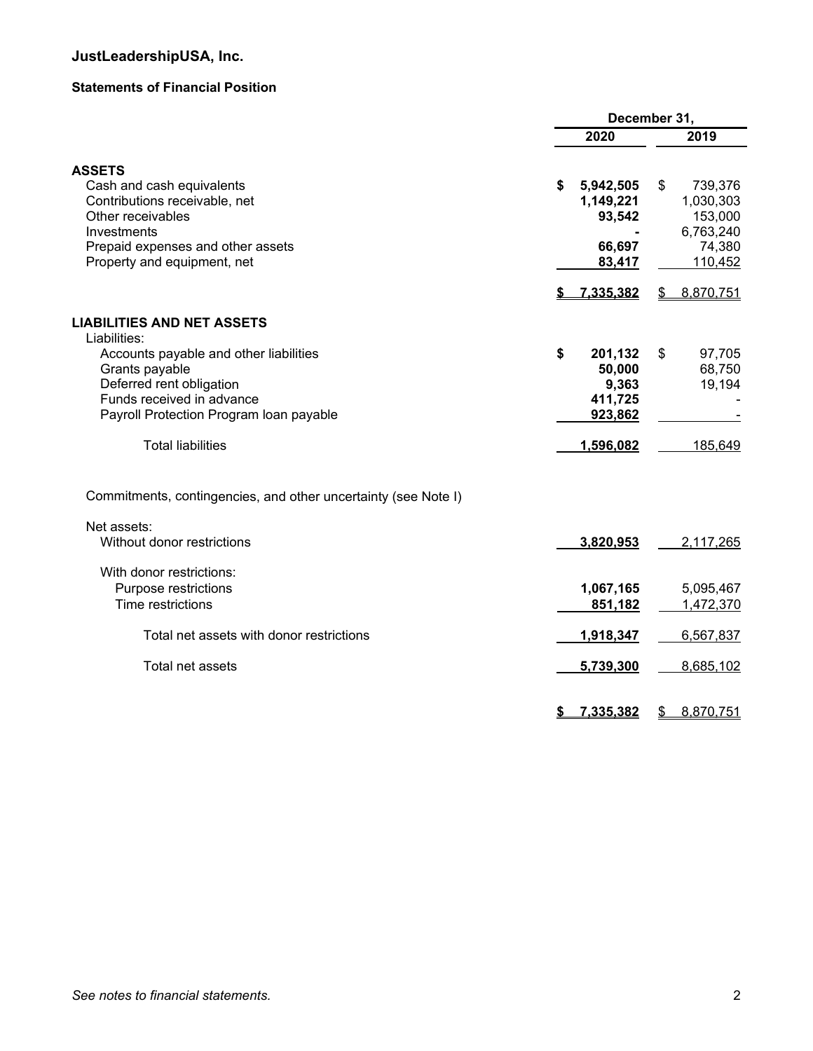**JustLeadershipUSA, Inc.**

**Statements of Financial Position**

| | December 31, 2020 | December 31, 2019 |
|---|---|---|
| **ASSETS** | | |
| Cash and cash equivalents | **$ 5,942,505** | $ 739,376 |
| Contributions receivable, net | **1,149,221** | 1,030,303 |
| Other receivables | **93,542** | 153,000 |
| Investments | **-** | 6,763,240 |
| Prepaid expenses and other assets | **66,697** | 74,380 |
| Property and equipment, net | **83,417** | 110,452 |
| | **$ 7,335,382** | $ 8,870,751 |
| **LIABILITIES AND NET ASSETS** | | |
| Liabilities: | | |
| Accounts payable and other liabilities | **$ 201,132** | $ 97,705 |
| Grants payable | **50,000** | 68,750 |
| Deferred rent obligation | **9,363** | 19,194 |
| Funds received in advance | **411,725** | - |
| Payroll Protection Program loan payable | **923,862** | - |
| Total liabilities | **1,596,082** | 185,649 |
| Commitments, contingencies, and other uncertainty (see Note I) | | |
| Net assets: | | |
| Without donor restrictions | **3,820,953** | 2,117,265 |
| With donor restrictions: | | |
| Purpose restrictions | **1,067,165** | 5,095,467 |
| Time restrictions | **851,182** | 1,472,370 |
| Total net assets with donor restrictions | **1,918,347** | 6,567,837 |
| Total net assets | **5,739,300** | 8,685,102 |
| | **$ 7,335,382** | $ 8,870,751 |

*See notes to financial statements.*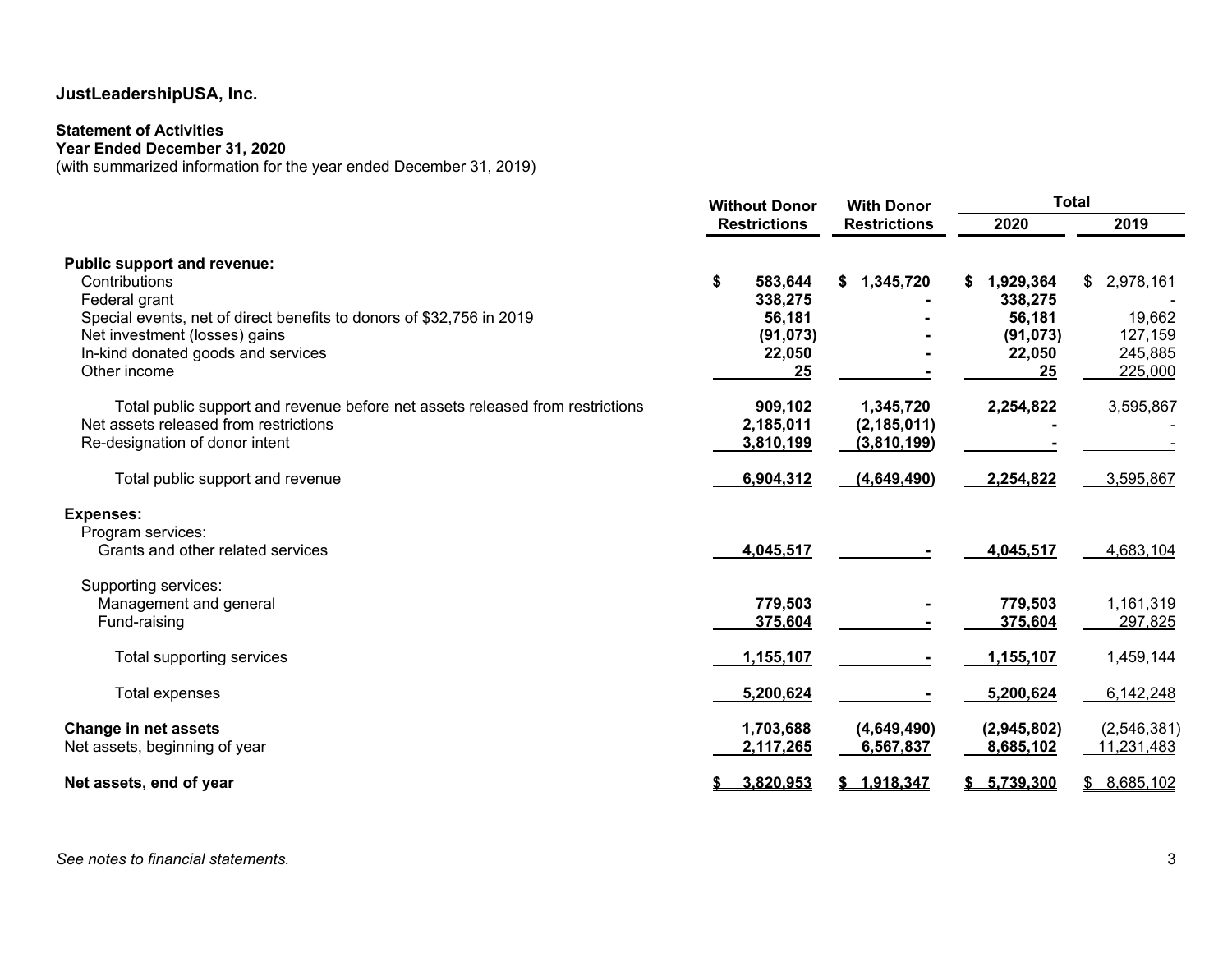**JustLeadershipUSA, Inc.**

**Statement of Activities**
**Year Ended December 31, 2020**
(with summarized information for the year ended December 31, 2019)

| | Without Donor Restrictions | With Donor Restrictions | Total 2020 | Total 2019 |
|---|---|---|---|---|
| **Public support and revenue:** | | | | |
| Contributions | $ 583,644 | $ 1,345,720 | $ 1,929,364 | $ 2,978,161 |
| Federal grant | 338,275 | - | 338,275 | - |
| Special events, net of direct benefits to donors of $32,756 in 2019 | 56,181 | - | 56,181 | 19,662 |
| Net investment (losses) gains | (91,073) | - | (91,073) | 127,159 |
| In-kind donated goods and services | 22,050 | - | 22,050 | 245,885 |
| Other income | 25 | - | 25 | 225,000 |
| Total public support and revenue before net assets released from restrictions | 909,102 | 1,345,720 | 2,254,822 | 3,595,867 |
| Net assets released from restrictions | 2,185,011 | (2,185,011) | - | - |
| Re-designation of donor intent | 3,810,199 | (3,810,199) | - | - |
| Total public support and revenue | 6,904,312 | (4,649,490) | 2,254,822 | 3,595,867 |
| **Expenses:** | | | | |
| Program services: | | | | |
| Grants and other related services | 4,045,517 | - | 4,045,517 | 4,683,104 |
| Supporting services: | | | | |
| Management and general | 779,503 | - | 779,503 | 1,161,319 |
| Fund-raising | 375,604 | - | 375,604 | 297,825 |
| Total supporting services | 1,155,107 | - | 1,155,107 | 1,459,144 |
| Total expenses | 5,200,624 | - | 5,200,624 | 6,142,248 |
| **Change in net assets** | 1,703,688 | (4,649,490) | (2,945,802) | (2,546,381) |
| Net assets, beginning of year | 2,117,265 | 6,567,837 | 8,685,102 | 11,231,483 |
| **Net assets, end of year** | $ 3,820,953 | $ 1,918,347 | $ 5,739,300 | $ 8,685,102 |

*See notes to financial statements.*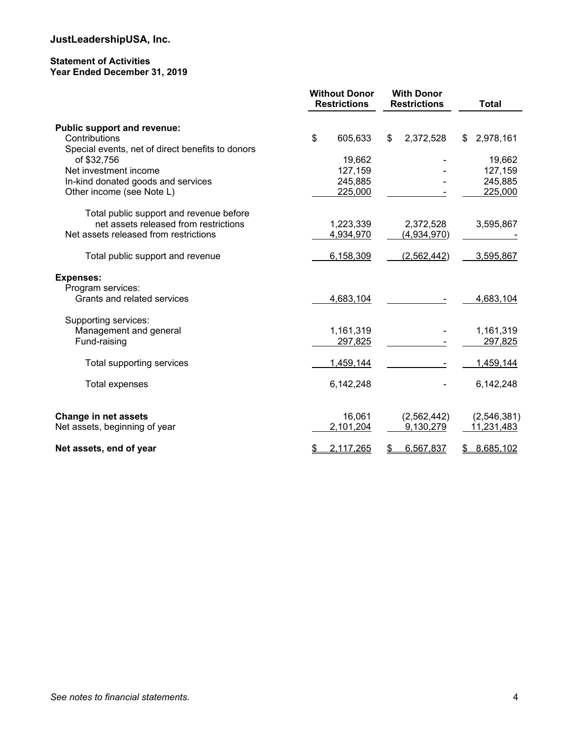# JustLeadershipUSA, Inc.

## Statement of Activities
### Year Ended December 31, 2019

| | Without Donor Restrictions | With Donor Restrictions | Total |
|---|---|---|---|
| **Public support and revenue:** | | | |
| Contributions | $ 605,633 | $ 2,372,528 | $ 2,978,161 |
| Special events, net of direct benefits to donors of $32,756 | 19,662 | - | 19,662 |
| Net investment income | 127,159 | - | 127,159 |
| In-kind donated goods and services | 245,885 | - | 245,885 |
| Other income (see Note L) | 225,000 | - | 225,000 |
| Total public support and revenue before net assets released from restrictions | 1,223,339 | 2,372,528 | 3,595,867 |
| Net assets released from restrictions | 4,934,970 | (4,934,970) | - |
| Total public support and revenue | 6,158,309 | (2,562,442) | 3,595,867 |
| **Expenses:** | | | |
| Program services: | | | |
| Grants and related services | 4,683,104 | - | 4,683,104 |
| Supporting services: | | | |
| Management and general | 1,161,319 | - | 1,161,319 |
| Fund-raising | 297,825 | - | 297,825 |
| Total supporting services | 1,459,144 | - | 1,459,144 |
| Total expenses | 6,142,248 | - | 6,142,248 |
| **Change in net assets** | 16,061 | (2,562,442) | (2,546,381) |
| Net assets, beginning of year | 2,101,204 | 9,130,279 | 11,231,483 |
| **Net assets, end of year** | $ 2,117,265 | $ 6,567,837 | $ 8,685,102 |

*See notes to financial statements.*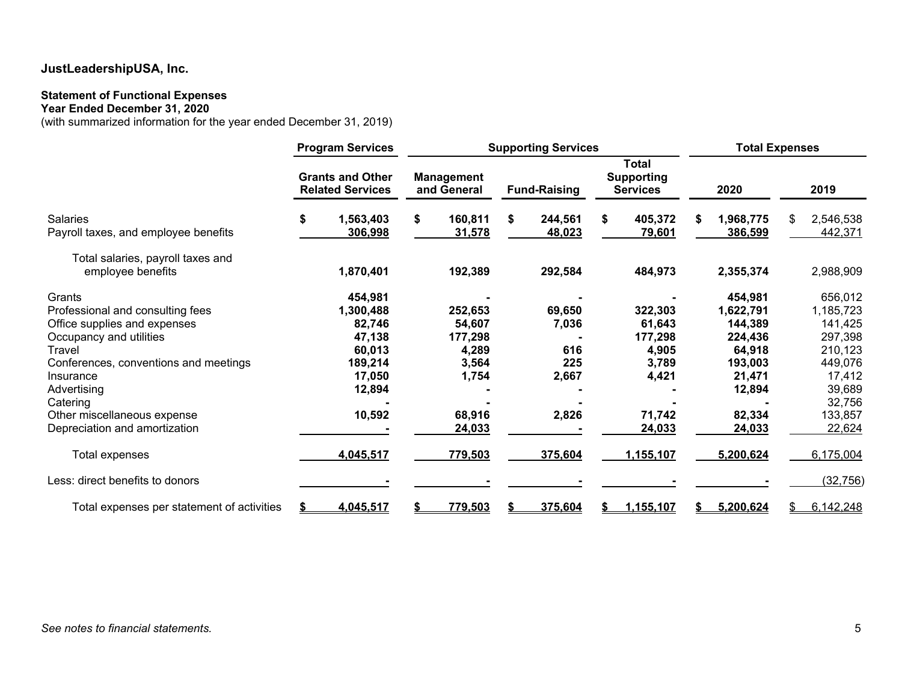**JustLeadershipUSA, Inc.**

**Statement of Functional Expenses**
**Year Ended December 31, 2020**
(with summarized information for the year ended December 31, 2019)

| | Program Services | Supporting Services | | | Total Expenses | |
|---|---|---|---|---|---|---|
| | Grants and Other Related Services | Management and General | Fund-Raising | Total Supporting Services | 2020 | 2019 |
| Salaries | $ 1,563,403 | $ 160,811 | $ 244,561 | $ 405,372 | $ 1,968,775 | $ 2,546,538 |
| Payroll taxes, and employee benefits | 306,998 | 31,578 | 48,023 | 79,601 | 386,599 | 442,371 |
| Total salaries, payroll taxes and employee benefits | 1,870,401 | 192,389 | 292,584 | 484,973 | 2,355,374 | 2,988,909 |
| Grants | 454,981 | - | - | - | 454,981 | 656,012 |
| Professional and consulting fees | 1,300,488 | 252,653 | 69,650 | 322,303 | 1,622,791 | 1,185,723 |
| Office supplies and expenses | 82,746 | 54,607 | 7,036 | 61,643 | 144,389 | 141,425 |
| Occupancy and utilities | 47,138 | 177,298 | - | 177,298 | 224,436 | 297,398 |
| Travel | 60,013 | 4,289 | 616 | 4,905 | 64,918 | 210,123 |
| Conferences, conventions and meetings | 189,214 | 3,564 | 225 | 3,789 | 193,003 | 449,076 |
| Insurance | 17,050 | 1,754 | 2,667 | 4,421 | 21,471 | 17,412 |
| Advertising | 12,894 | - | - | - | 12,894 | 39,689 |
| Catering | - | - | - | - | - | 32,756 |
| Other miscellaneous expense | 10,592 | 68,916 | 2,826 | 71,742 | 82,334 | 133,857 |
| Depreciation and amortization | - | 24,033 | - | 24,033 | 24,033 | 22,624 |
| Total expenses | 4,045,517 | 779,503 | 375,604 | 1,155,107 | 5,200,624 | 6,175,004 |
| Less: direct benefits to donors | - | - | - | - | - | (32,756) |
| Total expenses per statement of activities | $ 4,045,517 | $ 779,503 | $ 375,604 | $ 1,155,107 | $ 5,200,624 | $ 6,142,248 |

*See notes to financial statements.*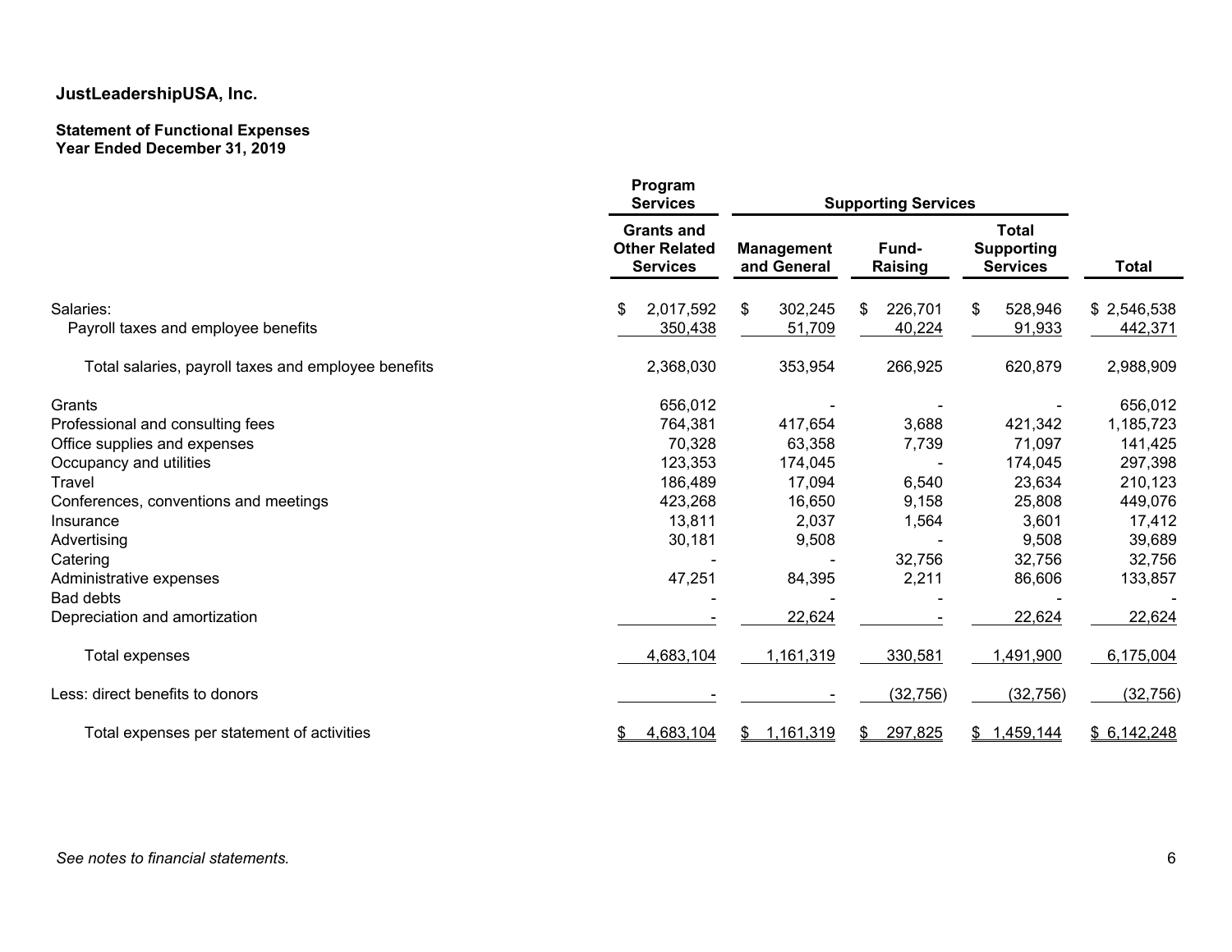**JustLeadershipUSA, Inc.**

**Statement of Functional Expenses**
**Year Ended December 31, 2019**

| | Program Services | Supporting Services | | | |
|---|---|---|---|---|---|
| | Grants and Other Related Services | Management and General | Fund-Raising | Total Supporting Services | Total |
| Salaries: | $ 2,017,592 | $ 302,245 | $ 226,701 | $ 528,946 | $ 2,546,538 |
| Payroll taxes and employee benefits | 350,438 | 51,709 | 40,224 | 91,933 | 442,371 |
| Total salaries, payroll taxes and employee benefits | 2,368,030 | 353,954 | 266,925 | 620,879 | 2,988,909 |
| Grants | 656,012 | - | - | - | 656,012 |
| Professional and consulting fees | 764,381 | 417,654 | 3,688 | 421,342 | 1,185,723 |
| Office supplies and expenses | 70,328 | 63,358 | 7,739 | 71,097 | 141,425 |
| Occupancy and utilities | 123,353 | 174,045 | - | 174,045 | 297,398 |
| Travel | 186,489 | 17,094 | 6,540 | 23,634 | 210,123 |
| Conferences, conventions and meetings | 423,268 | 16,650 | 9,158 | 25,808 | 449,076 |
| Insurance | 13,811 | 2,037 | 1,564 | 3,601 | 17,412 |
| Advertising | 30,181 | 9,508 | - | 9,508 | 39,689 |
| Catering | - | - | 32,756 | 32,756 | 32,756 |
| Administrative expenses | 47,251 | 84,395 | 2,211 | 86,606 | 133,857 |
| Bad debts | - | - | - | - | - |
| Depreciation and amortization | - | 22,624 | - | 22,624 | 22,624 |
| Total expenses | 4,683,104 | 1,161,319 | 330,581 | 1,491,900 | 6,175,004 |
| Less: direct benefits to donors | - | - | (32,756) | (32,756) | (32,756) |
| Total expenses per statement of activities | $ 4,683,104 | $ 1,161,319 | $ 297,825 | $ 1,459,144 | $ 6,142,248 |

*See notes to financial statements.*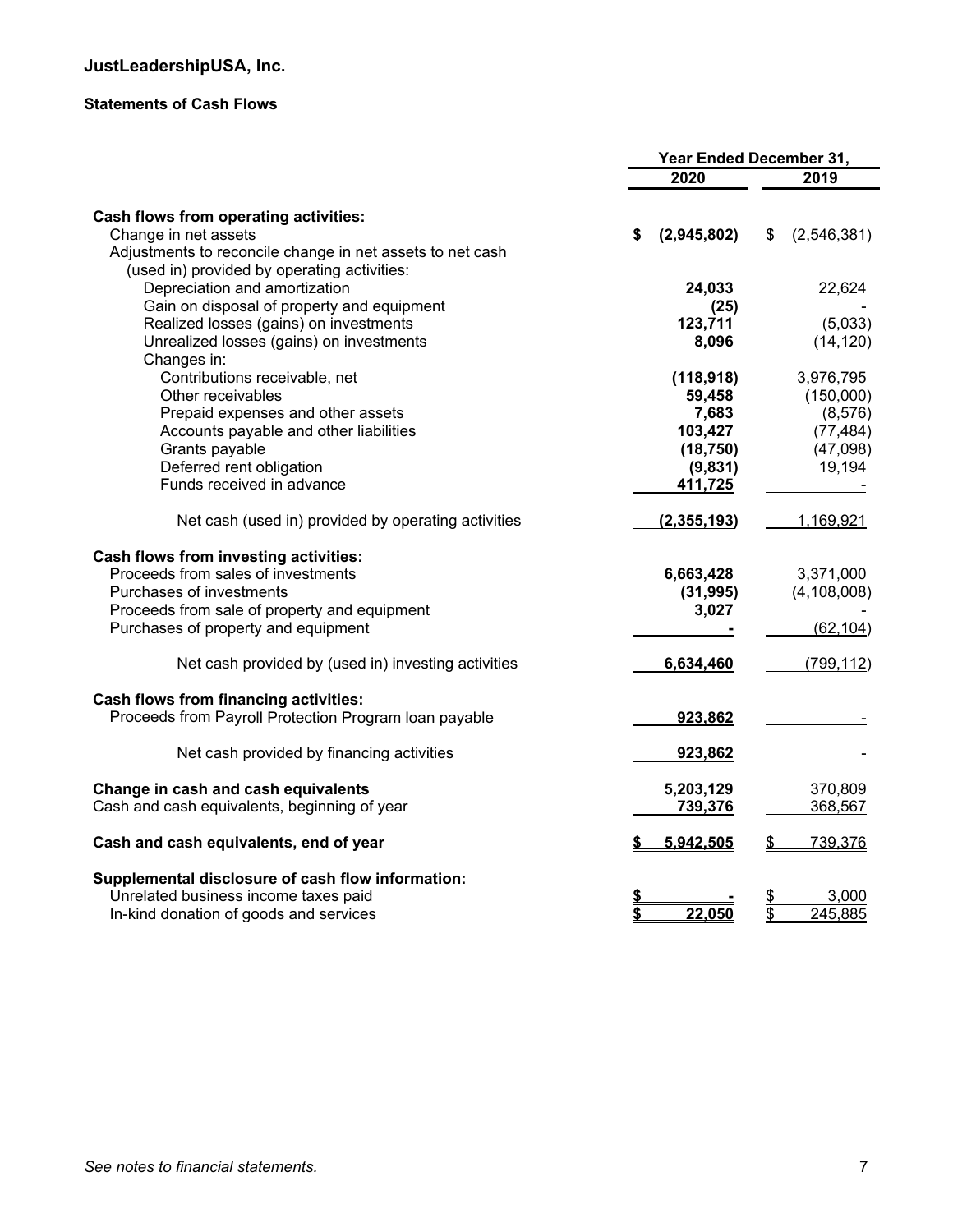# JustLeadershipUSA, Inc.

## Statements of Cash Flows

| | Year Ended December 31, | |
|---|---|---|
| | 2020 | 2019 |
| **Cash flows from operating activities:** | | |
| Change in net assets | $ (2,945,802) | $ (2,546,381) |
| Adjustments to reconcile change in net assets to net cash (used in) provided by operating activities: | | |
| Depreciation and amortization | 24,033 | 22,624 |
| Gain on disposal of property and equipment | (25) | - |
| Realized losses (gains) on investments | 123,711 | (5,033) |
| Unrealized losses (gains) on investments | 8,096 | (14,120) |
| Changes in: | | |
| Contributions receivable, net | (118,918) | 3,976,795 |
| Other receivables | 59,458 | (150,000) |
| Prepaid expenses and other assets | 7,683 | (8,576) |
| Accounts payable and other liabilities | 103,427 | (77,484) |
| Grants payable | (18,750) | (47,098) |
| Deferred rent obligation | (9,831) | 19,194 |
| Funds received in advance | 411,725 | - |
| Net cash (used in) provided by operating activities | (2,355,193) | 1,169,921 |
| **Cash flows from investing activities:** | | |
| Proceeds from sales of investments | 6,663,428 | 3,371,000 |
| Purchases of investments | (31,995) | (4,108,008) |
| Proceeds from sale of property and equipment | 3,027 | - |
| Purchases of property and equipment | - | (62,104) |
| Net cash provided by (used in) investing activities | 6,634,460 | (799,112) |
| **Cash flows from financing activities:** | | |
| Proceeds from Payroll Protection Program loan payable | 923,862 | - |
| Net cash provided by financing activities | 923,862 | - |
| **Change in cash and cash equivalents** | 5,203,129 | 370,809 |
| Cash and cash equivalents, beginning of year | 739,376 | 368,567 |
| **Cash and cash equivalents, end of year** | $ 5,942,505 | $ 739,376 |
| **Supplemental disclosure of cash flow information:** | | |
| Unrelated business income taxes paid | $ - | $ 3,000 |
| In-kind donation of goods and services | $ 22,050 | $ 245,885 |

*See notes to financial statements.*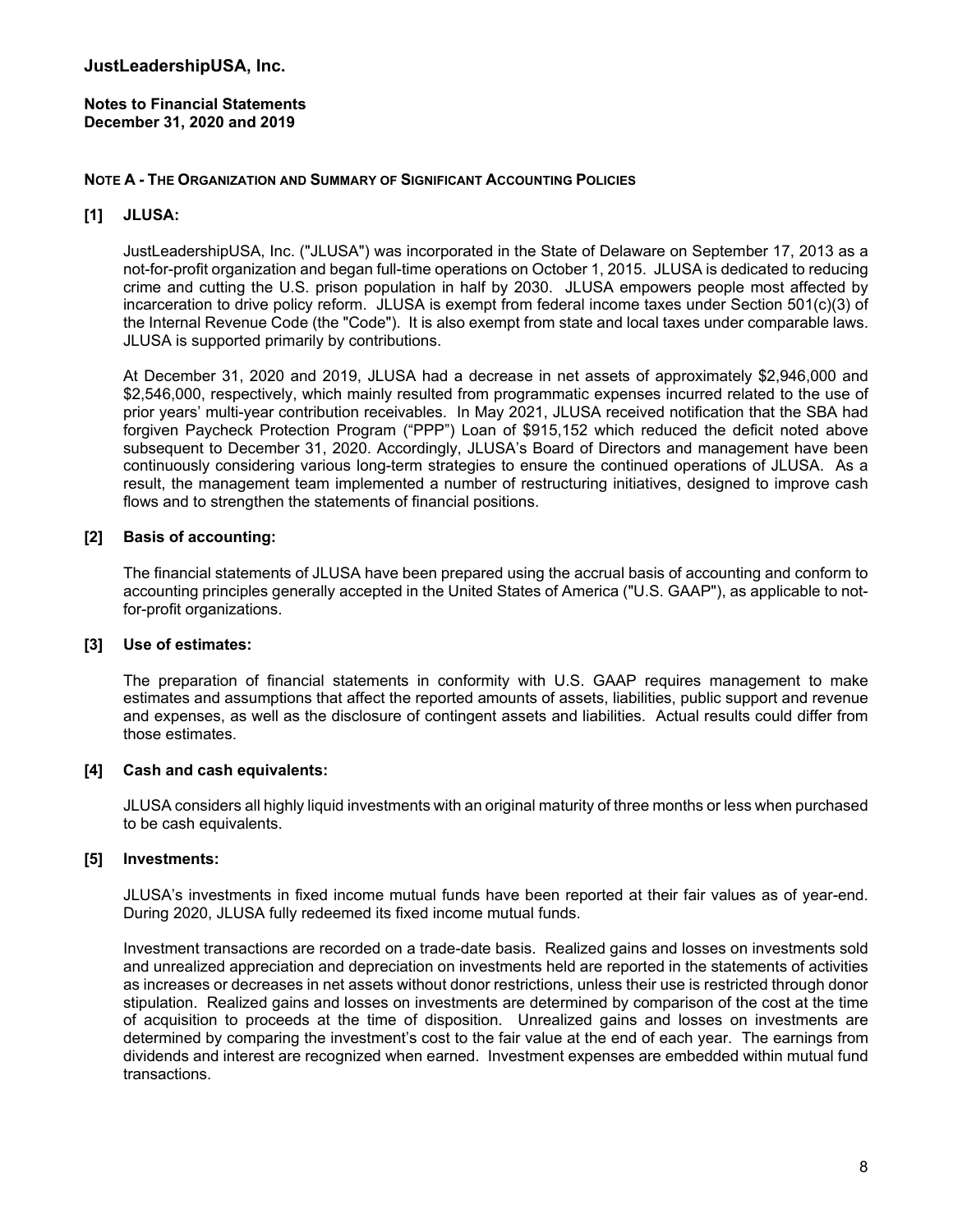**JustLeadershipUSA, Inc.**

**Notes to Financial Statements**
**December 31, 2020 and 2019**

**NOTE A - THE ORGANIZATION AND SUMMARY OF SIGNIFICANT ACCOUNTING POLICIES**

**[1] JLUSA:**

JustLeadershipUSA, Inc. ("JLUSA") was incorporated in the State of Delaware on September 17, 2013 as a not-for-profit organization and began full-time operations on October 1, 2015. JLUSA is dedicated to reducing crime and cutting the U.S. prison population in half by 2030. JLUSA empowers people most affected by incarceration to drive policy reform. JLUSA is exempt from federal income taxes under Section 501(c)(3) of the Internal Revenue Code (the "Code"). It is also exempt from state and local taxes under comparable laws. JLUSA is supported primarily by contributions.

At December 31, 2020 and 2019, JLUSA had a decrease in net assets of approximately $2,946,000 and $2,546,000, respectively, which mainly resulted from programmatic expenses incurred related to the use of prior years' multi-year contribution receivables. In May 2021, JLUSA received notification that the SBA had forgiven Paycheck Protection Program ("PPP") Loan of $915,152 which reduced the deficit noted above subsequent to December 31, 2020. Accordingly, JLUSA's Board of Directors and management have been continuously considering various long-term strategies to ensure the continued operations of JLUSA. As a result, the management team implemented a number of restructuring initiatives, designed to improve cash flows and to strengthen the statements of financial positions.

**[2] Basis of accounting:**

The financial statements of JLUSA have been prepared using the accrual basis of accounting and conform to accounting principles generally accepted in the United States of America ("U.S. GAAP"), as applicable to not-for-profit organizations.

**[3] Use of estimates:**

The preparation of financial statements in conformity with U.S. GAAP requires management to make estimates and assumptions that affect the reported amounts of assets, liabilities, public support and revenue and expenses, as well as the disclosure of contingent assets and liabilities. Actual results could differ from those estimates.

**[4] Cash and cash equivalents:**

JLUSA considers all highly liquid investments with an original maturity of three months or less when purchased to be cash equivalents.

**[5] Investments:**

JLUSA's investments in fixed income mutual funds have been reported at their fair values as of year-end. During 2020, JLUSA fully redeemed its fixed income mutual funds.

Investment transactions are recorded on a trade-date basis. Realized gains and losses on investments sold and unrealized appreciation and depreciation on investments held are reported in the statements of activities as increases or decreases in net assets without donor restrictions, unless their use is restricted through donor stipulation. Realized gains and losses on investments are determined by comparison of the cost at the time of acquisition to proceeds at the time of disposition. Unrealized gains and losses on investments are determined by comparing the investment's cost to the fair value at the end of each year. The earnings from dividends and interest are recognized when earned. Investment expenses are embedded within mutual fund transactions.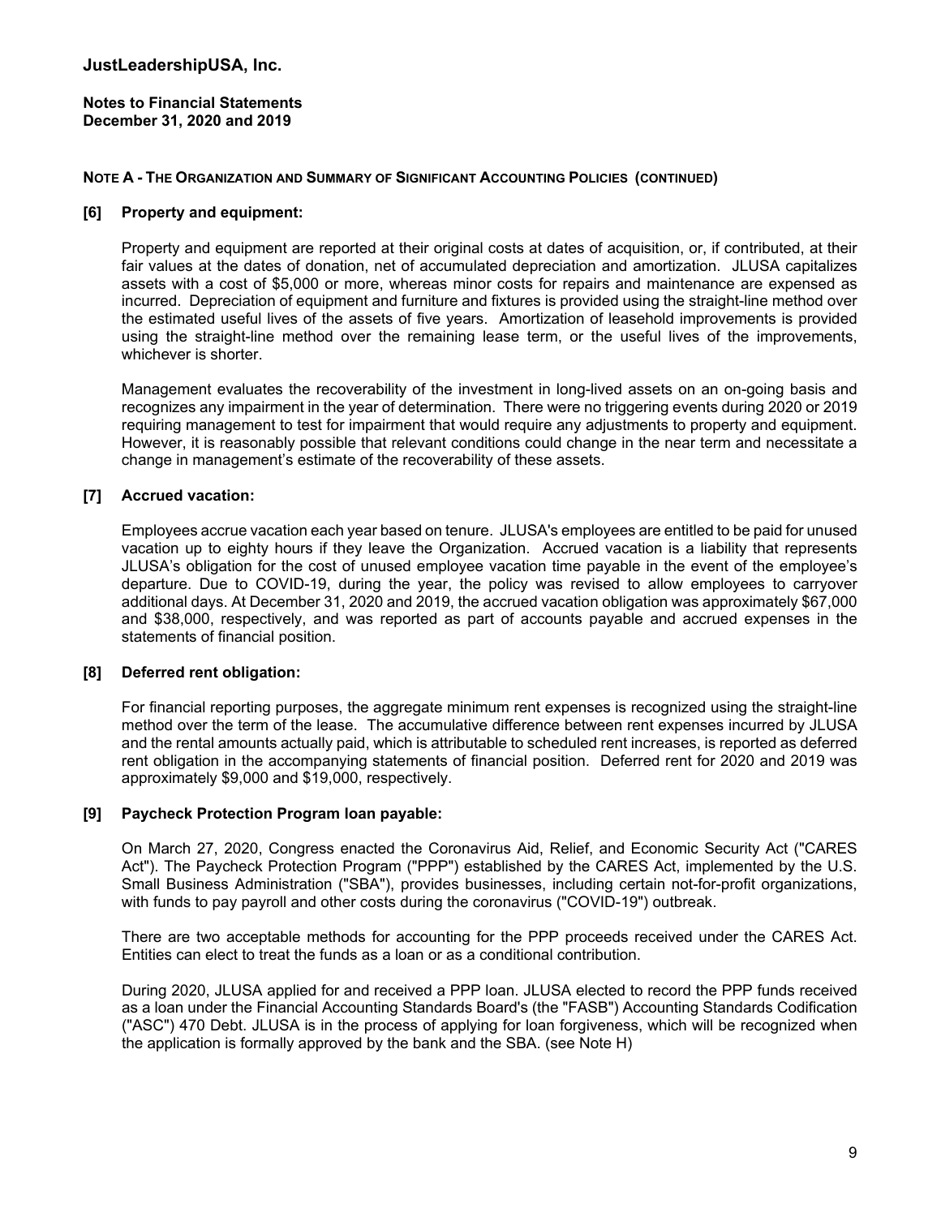## NOTE A - THE ORGANIZATION AND SUMMARY OF SIGNIFICANT ACCOUNTING POLICIES (CONTINUED)

### [6] Property and equipment:

Property and equipment are reported at their original costs at dates of acquisition, or, if contributed, at their fair values at the dates of donation, net of accumulated depreciation and amortization. JLUSA capitalizes assets with a cost of $5,000 or more, whereas minor costs for repairs and maintenance are expensed as incurred. Depreciation of equipment and furniture and fixtures is provided using the straight-line method over the estimated useful lives of the assets of five years. Amortization of leasehold improvements is provided using the straight-line method over the remaining lease term, or the useful lives of the improvements, whichever is shorter.

Management evaluates the recoverability of the investment in long-lived assets on an on-going basis and recognizes any impairment in the year of determination. There were no triggering events during 2020 or 2019 requiring management to test for impairment that would require any adjustments to property and equipment. However, it is reasonably possible that relevant conditions could change in the near term and necessitate a change in management's estimate of the recoverability of these assets.

### [7] Accrued vacation:

Employees accrue vacation each year based on tenure. JLUSA's employees are entitled to be paid for unused vacation up to eighty hours if they leave the Organization. Accrued vacation is a liability that represents JLUSA's obligation for the cost of unused employee vacation time payable in the event of the employee's departure. Due to COVID-19, during the year, the policy was revised to allow employees to carryover additional days. At December 31, 2020 and 2019, the accrued vacation obligation was approximately $67,000 and $38,000, respectively, and was reported as part of accounts payable and accrued expenses in the statements of financial position.

### [8] Deferred rent obligation:

For financial reporting purposes, the aggregate minimum rent expenses is recognized using the straight-line method over the term of the lease. The accumulative difference between rent expenses incurred by JLUSA and the rental amounts actually paid, which is attributable to scheduled rent increases, is reported as deferred rent obligation in the accompanying statements of financial position. Deferred rent for 2020 and 2019 was approximately $9,000 and $19,000, respectively.

### [9] Paycheck Protection Program loan payable:

On March 27, 2020, Congress enacted the Coronavirus Aid, Relief, and Economic Security Act ("CARES Act"). The Paycheck Protection Program ("PPP") established by the CARES Act, implemented by the U.S. Small Business Administration ("SBA"), provides businesses, including certain not-for-profit organizations, with funds to pay payroll and other costs during the coronavirus ("COVID-19") outbreak.

There are two acceptable methods for accounting for the PPP proceeds received under the CARES Act. Entities can elect to treat the funds as a loan or as a conditional contribution.

During 2020, JLUSA applied for and received a PPP loan. JLUSA elected to record the PPP funds received as a loan under the Financial Accounting Standards Board's (the "FASB") Accounting Standards Codification ("ASC") 470 Debt. JLUSA is in the process of applying for loan forgiveness, which will be recognized when the application is formally approved by the bank and the SBA. (see Note H)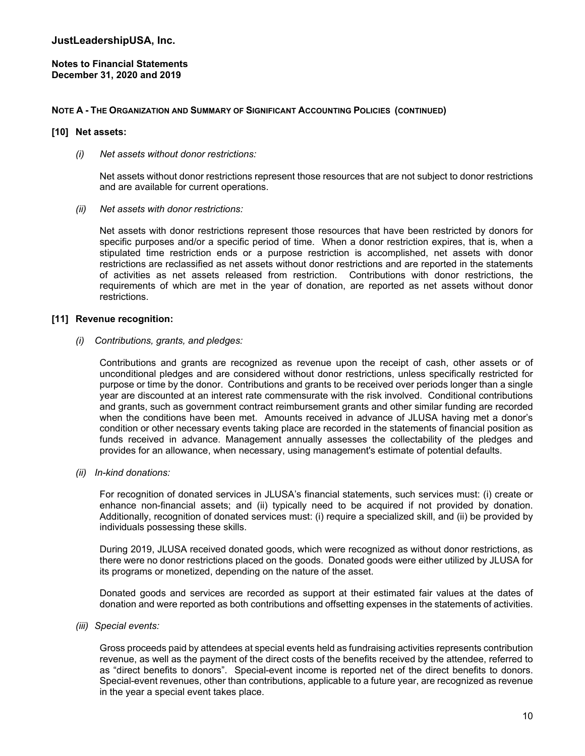## NOTE A - THE ORGANIZATION AND SUMMARY OF SIGNIFICANT ACCOUNTING POLICIES (CONTINUED)

### [10] Net assets:

*(i) Net assets without donor restrictions:*

Net assets without donor restrictions represent those resources that are not subject to donor restrictions and are available for current operations.

*(ii) Net assets with donor restrictions:*

Net assets with donor restrictions represent those resources that have been restricted by donors for specific purposes and/or a specific period of time. When a donor restriction expires, that is, when a stipulated time restriction ends or a purpose restriction is accomplished, net assets with donor restrictions are reclassified as net assets without donor restrictions and are reported in the statements of activities as net assets released from restriction. Contributions with donor restrictions, the requirements of which are met in the year of donation, are reported as net assets without donor restrictions.

### [11] Revenue recognition:

*(i) Contributions, grants, and pledges:*

Contributions and grants are recognized as revenue upon the receipt of cash, other assets or of unconditional pledges and are considered without donor restrictions, unless specifically restricted for purpose or time by the donor. Contributions and grants to be received over periods longer than a single year are discounted at an interest rate commensurate with the risk involved. Conditional contributions and grants, such as government contract reimbursement grants and other similar funding are recorded when the conditions have been met. Amounts received in advance of JLUSA having met a donor's condition or other necessary events taking place are recorded in the statements of financial position as funds received in advance. Management annually assesses the collectability of the pledges and provides for an allowance, when necessary, using management's estimate of potential defaults.

*(ii) In-kind donations:*

For recognition of donated services in JLUSA's financial statements, such services must: (i) create or enhance non-financial assets; and (ii) typically need to be acquired if not provided by donation. Additionally, recognition of donated services must: (i) require a specialized skill, and (ii) be provided by individuals possessing these skills.

During 2019, JLUSA received donated goods, which were recognized as without donor restrictions, as there were no donor restrictions placed on the goods. Donated goods were either utilized by JLUSA for its programs or monetized, depending on the nature of the asset.

Donated goods and services are recorded as support at their estimated fair values at the dates of donation and were reported as both contributions and offsetting expenses in the statements of activities.

*(iii) Special events:*

Gross proceeds paid by attendees at special events held as fundraising activities represents contribution revenue, as well as the payment of the direct costs of the benefits received by the attendee, referred to as "direct benefits to donors". Special-event income is reported net of the direct benefits to donors. Special-event revenues, other than contributions, applicable to a future year, are recognized as revenue in the year a special event takes place.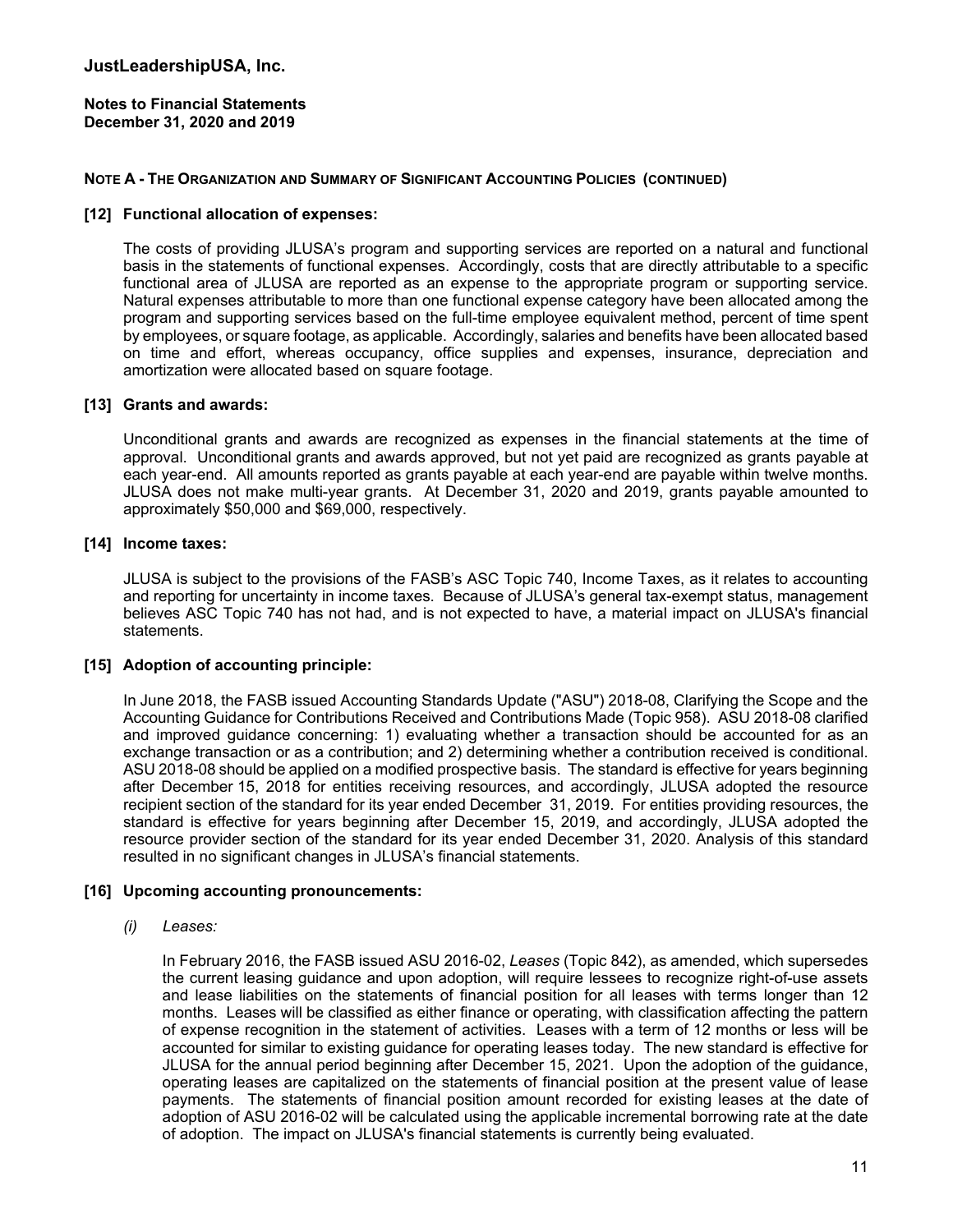# JustLeadershipUSA, Inc.

**Notes to Financial Statements**
**December 31, 2020 and 2019**

## NOTE A - THE ORGANIZATION AND SUMMARY OF SIGNIFICANT ACCOUNTING POLICIES (CONTINUED)

### [12] Functional allocation of expenses:

The costs of providing JLUSA's program and supporting services are reported on a natural and functional basis in the statements of functional expenses. Accordingly, costs that are directly attributable to a specific functional area of JLUSA are reported as an expense to the appropriate program or supporting service. Natural expenses attributable to more than one functional expense category have been allocated among the program and supporting services based on the full-time employee equivalent method, percent of time spent by employees, or square footage, as applicable. Accordingly, salaries and benefits have been allocated based on time and effort, whereas occupancy, office supplies and expenses, insurance, depreciation and amortization were allocated based on square footage.

### [13] Grants and awards:

Unconditional grants and awards are recognized as expenses in the financial statements at the time of approval. Unconditional grants and awards approved, but not yet paid are recognized as grants payable at each year-end. All amounts reported as grants payable at each year-end are payable within twelve months. JLUSA does not make multi-year grants. At December 31, 2020 and 2019, grants payable amounted to approximately $50,000 and $69,000, respectively.

### [14] Income taxes:

JLUSA is subject to the provisions of the FASB's ASC Topic 740, Income Taxes, as it relates to accounting and reporting for uncertainty in income taxes. Because of JLUSA's general tax-exempt status, management believes ASC Topic 740 has not had, and is not expected to have, a material impact on JLUSA's financial statements.

### [15] Adoption of accounting principle:

In June 2018, the FASB issued Accounting Standards Update ("ASU") 2018-08, Clarifying the Scope and the Accounting Guidance for Contributions Received and Contributions Made (Topic 958). ASU 2018-08 clarified and improved guidance concerning: 1) evaluating whether a transaction should be accounted for as an exchange transaction or as a contribution; and 2) determining whether a contribution received is conditional. ASU 2018-08 should be applied on a modified prospective basis. The standard is effective for years beginning after December 15, 2018 for entities receiving resources, and accordingly, JLUSA adopted the resource recipient section of the standard for its year ended December 31, 2019. For entities providing resources, the standard is effective for years beginning after December 15, 2019, and accordingly, JLUSA adopted the resource provider section of the standard for its year ended December 31, 2020. Analysis of this standard resulted in no significant changes in JLUSA's financial statements.

### [16] Upcoming accounting pronouncements:

*(i) Leases:*

In February 2016, the FASB issued ASU 2016-02, *Leases* (Topic 842), as amended, which supersedes the current leasing guidance and upon adoption, will require lessees to recognize right-of-use assets and lease liabilities on the statements of financial position for all leases with terms longer than 12 months. Leases will be classified as either finance or operating, with classification affecting the pattern of expense recognition in the statement of activities. Leases with a term of 12 months or less will be accounted for similar to existing guidance for operating leases today. The new standard is effective for JLUSA for the annual period beginning after December 15, 2021. Upon the adoption of the guidance, operating leases are capitalized on the statements of financial position at the present value of lease payments. The statements of financial position amount recorded for existing leases at the date of adoption of ASU 2016-02 will be calculated using the applicable incremental borrowing rate at the date of adoption. The impact on JLUSA's financial statements is currently being evaluated.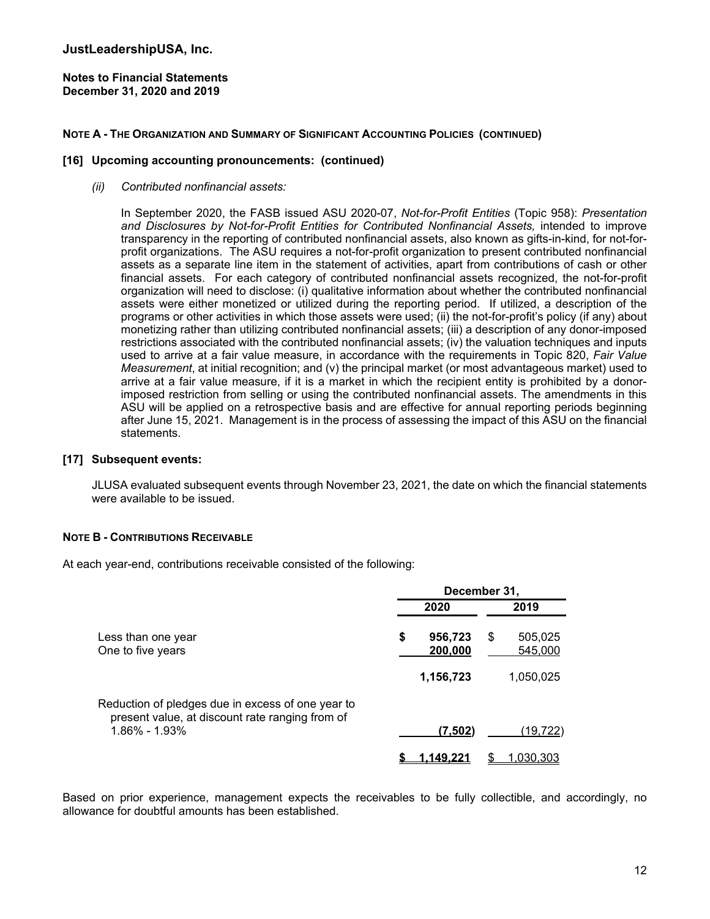# JustLeadershipUSA, Inc.

**Notes to Financial Statements**
**December 31, 2020 and 2019**

**NOTE A - THE ORGANIZATION AND SUMMARY OF SIGNIFICANT ACCOUNTING POLICIES (CONTINUED)**

**[16] Upcoming accounting pronouncements: (continued)**

*(ii) Contributed nonfinancial assets:*

In September 2020, the FASB issued ASU 2020-07, *Not-for-Profit Entities* (Topic 958): *Presentation and Disclosures by Not-for-Profit Entities for Contributed Nonfinancial Assets,* intended to improve transparency in the reporting of contributed nonfinancial assets, also known as gifts-in-kind, for not-for-profit organizations. The ASU requires a not-for-profit organization to present contributed nonfinancial assets as a separate line item in the statement of activities, apart from contributions of cash or other financial assets. For each category of contributed nonfinancial assets recognized, the not-for-profit organization will need to disclose: (i) qualitative information about whether the contributed nonfinancial assets were either monetized or utilized during the reporting period. If utilized, a description of the programs or other activities in which those assets were used; (ii) the not-for-profit's policy (if any) about monetizing rather than utilizing contributed nonfinancial assets; (iii) a description of any donor-imposed restrictions associated with the contributed nonfinancial assets; (iv) the valuation techniques and inputs used to arrive at a fair value measure, in accordance with the requirements in Topic 820, *Fair Value Measurement*, at initial recognition; and (v) the principal market (or most advantageous market) used to arrive at a fair value measure, if it is a market in which the recipient entity is prohibited by a donor-imposed restriction from selling or using the contributed nonfinancial assets. The amendments in this ASU will be applied on a retrospective basis and are effective for annual reporting periods beginning after June 15, 2021. Management is in the process of assessing the impact of this ASU on the financial statements.

**[17] Subsequent events:**

JLUSA evaluated subsequent events through November 23, 2021, the date on which the financial statements were available to be issued.

**NOTE B - CONTRIBUTIONS RECEIVABLE**

At each year-end, contributions receivable consisted of the following:

| | December 31, 2020 | December 31, 2019 |
|---|---|---|
| Less than one year | $ 956,723 | $ 505,025 |
| One to five years | 200,000 | 545,000 |
| | 1,156,723 | 1,050,025 |
| Reduction of pledges due in excess of one year to present value, at discount rate ranging from of 1.86% - 1.93% | (7,502) | (19,722) |
| | $ 1,149,221 | $ 1,030,303 |

Based on prior experience, management expects the receivables to be fully collectible, and accordingly, no allowance for doubtful amounts has been established.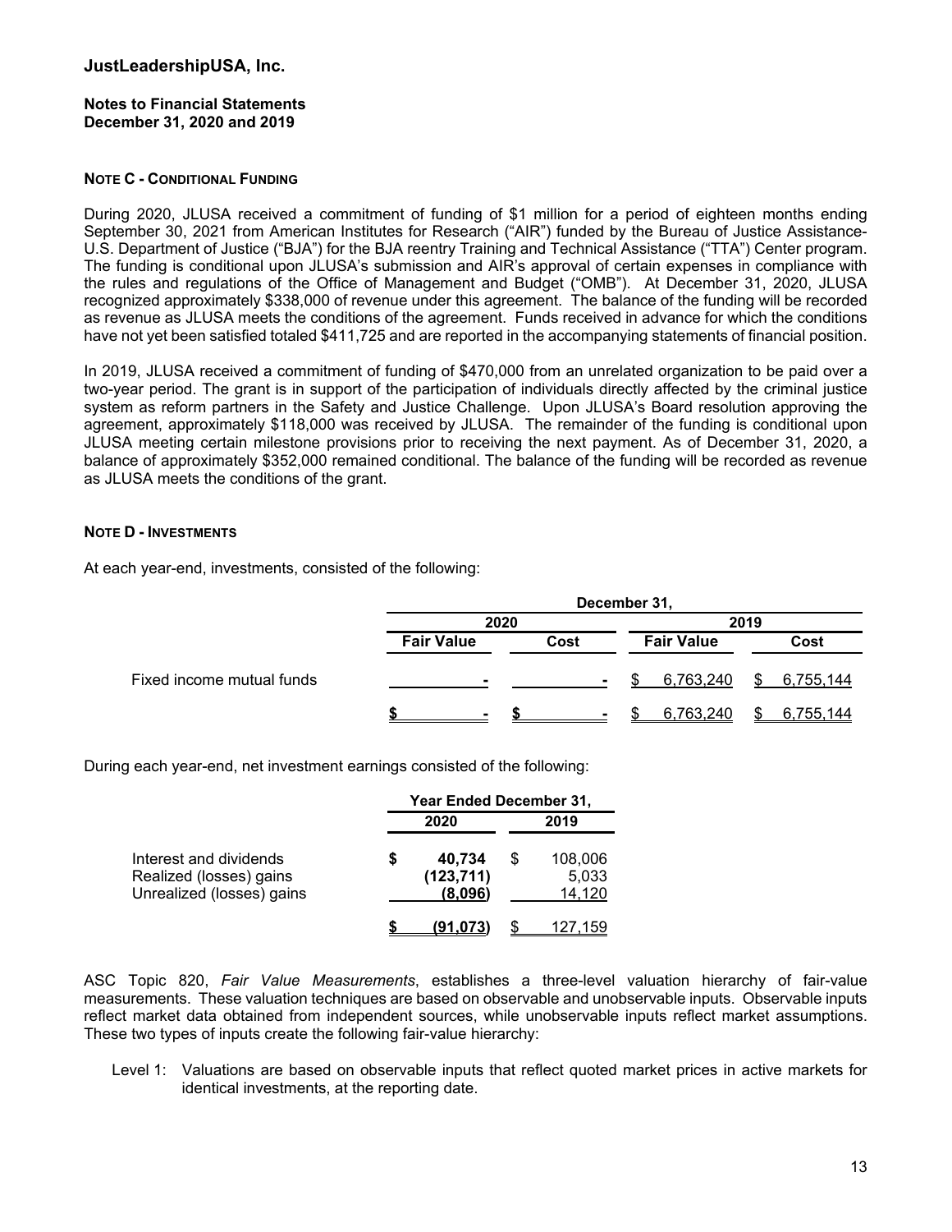**JustLeadershipUSA, Inc.**

**Notes to Financial Statements**
**December 31, 2020 and 2019**

#### NOTE C - CONDITIONAL FUNDING

During 2020, JLUSA received a commitment of funding of $1 million for a period of eighteen months ending September 30, 2021 from American Institutes for Research ("AIR") funded by the Bureau of Justice Assistance-U.S. Department of Justice ("BJA") for the BJA reentry Training and Technical Assistance ("TTA") Center program. The funding is conditional upon JLUSA's submission and AIR's approval of certain expenses in compliance with the rules and regulations of the Office of Management and Budget ("OMB"). At December 31, 2020, JLUSA recognized approximately $338,000 of revenue under this agreement. The balance of the funding will be recorded as revenue as JLUSA meets the conditions of the agreement. Funds received in advance for which the conditions have not yet been satisfied totaled $411,725 and are reported in the accompanying statements of financial position.

In 2019, JLUSA received a commitment of funding of $470,000 from an unrelated organization to be paid over a two-year period. The grant is in support of the participation of individuals directly affected by the criminal justice system as reform partners in the Safety and Justice Challenge. Upon JLUSA's Board resolution approving the agreement, approximately $118,000 was received by JLUSA. The remainder of the funding is conditional upon JLUSA meeting certain milestone provisions prior to receiving the next payment. As of December 31, 2020, a balance of approximately $352,000 remained conditional. The balance of the funding will be recorded as revenue as JLUSA meets the conditions of the grant.

#### NOTE D - INVESTMENTS

At each year-end, investments, consisted of the following:

| | December 31, | | | |
|---|---|---|---|---|
| | 2020 | | 2019 | |
| | Fair Value | Cost | Fair Value | Cost |
| Fixed income mutual funds | - | - | $ 6,763,240 | $ 6,755,144 |
| | **$ -** | **$ -** | $ 6,763,240 | $ 6,755,144 |

During each year-end, net investment earnings consisted of the following:

| | Year Ended December 31, | |
|---|---|---|
| | 2020 | 2019 |
| Interest and dividends | **$ 40,734** | $ 108,006 |
| Realized (losses) gains | **(123,711)** | 5,033 |
| Unrealized (losses) gains | **(8,096)** | 14,120 |
| | **$ (91,073)** | $ 127,159 |

ASC Topic 820, *Fair Value Measurements*, establishes a three-level valuation hierarchy of fair-value measurements. These valuation techniques are based on observable and unobservable inputs. Observable inputs reflect market data obtained from independent sources, while unobservable inputs reflect market assumptions. These two types of inputs create the following fair-value hierarchy:

Level 1: Valuations are based on observable inputs that reflect quoted market prices in active markets for identical investments, at the reporting date.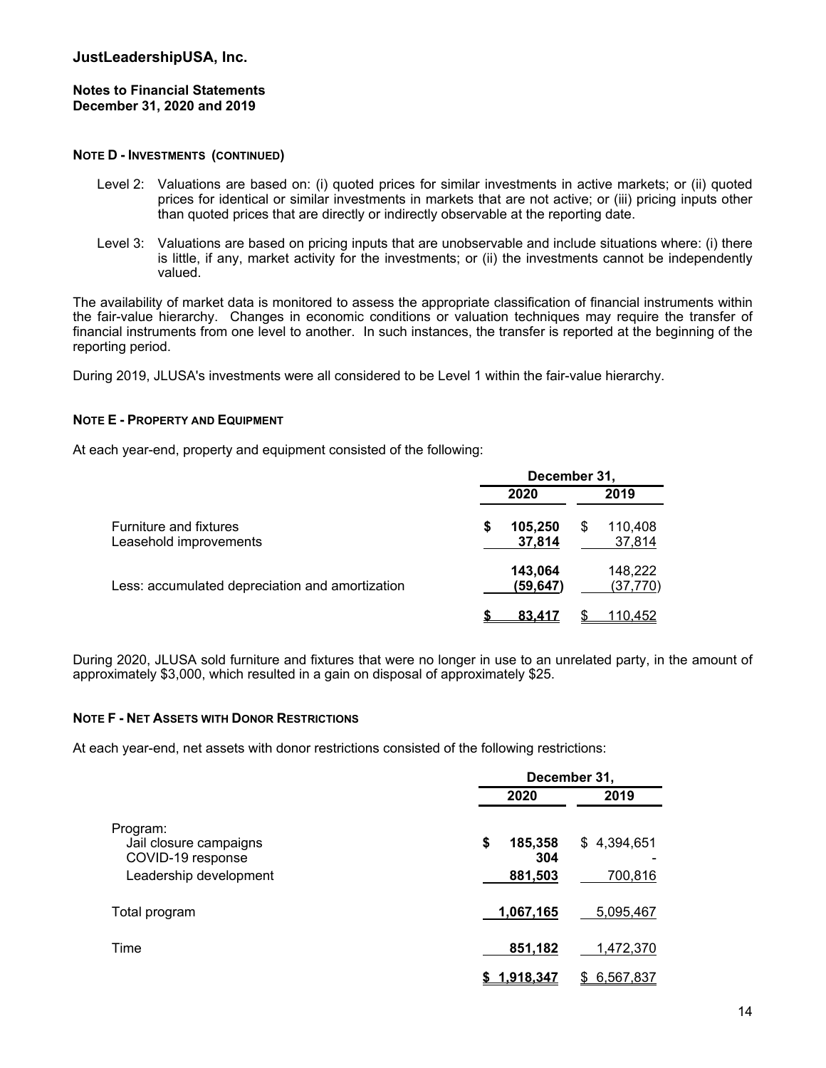## NOTE D - INVESTMENTS (CONTINUED)

Level 2: Valuations are based on: (i) quoted prices for similar investments in active markets; or (ii) quoted prices for identical or similar investments in markets that are not active; or (iii) pricing inputs other than quoted prices that are directly or indirectly observable at the reporting date.

Level 3: Valuations are based on pricing inputs that are unobservable and include situations where: (i) there is little, if any, market activity for the investments; or (ii) the investments cannot be independently valued.

The availability of market data is monitored to assess the appropriate classification of financial instruments within the fair-value hierarchy. Changes in economic conditions or valuation techniques may require the transfer of financial instruments from one level to another. In such instances, the transfer is reported at the beginning of the reporting period.

During 2019, JLUSA's investments were all considered to be Level 1 within the fair-value hierarchy.

## NOTE E - PROPERTY AND EQUIPMENT

At each year-end, property and equipment consisted of the following:

| | December 31, 2020 | December 31, 2019 |
|---|---|---|
| Furniture and fixtures | **$ 105,250** | $ 110,408 |
| Leasehold improvements | **37,814** | 37,814 |
| | **143,064** | 148,222 |
| Less: accumulated depreciation and amortization | **(59,647)** | (37,770) |
| | **$ 83,417** | $ 110,452 |

During 2020, JLUSA sold furniture and fixtures that were no longer in use to an unrelated party, in the amount of approximately $3,000, which resulted in a gain on disposal of approximately $25.

## NOTE F - NET ASSETS WITH DONOR RESTRICTIONS

At each year-end, net assets with donor restrictions consisted of the following restrictions:

| | December 31, 2020 | December 31, 2019 |
|---|---|---|
| Program: | | |
| Jail closure campaigns | **$ 185,358** | $ 4,394,651 |
| COVID-19 response | **304** | - |
| Leadership development | **881,503** | 700,816 |
| Total program | **1,067,165** | 5,095,467 |
| Time | **851,182** | 1,472,370 |
| | **$ 1,918,347** | $ 6,567,837 |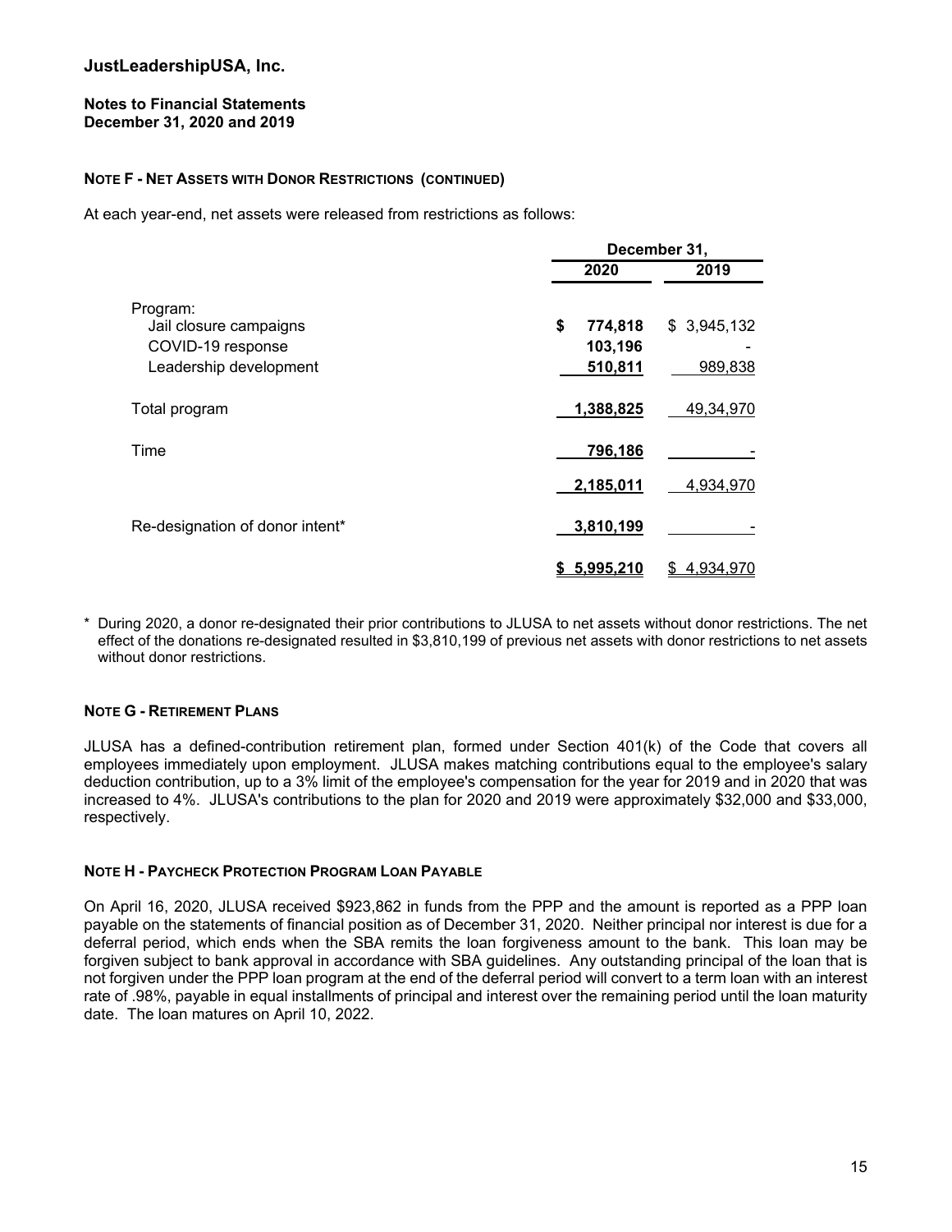## JustLeadershipUSA, Inc.

### Notes to Financial Statements
### December 31, 2020 and 2019

**NOTE F - NET ASSETS WITH DONOR RESTRICTIONS (CONTINUED)**

At each year-end, net assets were released from restrictions as follows:

| | December 31, | |
|---|---|---|
| | 2020 | 2019 |
| Program: | | |
| Jail closure campaigns | $ 774,818 | $ 3,945,132 |
| COVID-19 response | 103,196 | - |
| Leadership development | 510,811 | 989,838 |
| Total program | 1,388,825 | 49,34,970 |
| Time | 796,186 | - |
| | 2,185,011 | 4,934,970 |
| Re-designation of donor intent* | 3,810,199 | - |
| | $ 5,995,210 | $ 4,934,970 |

\* During 2020, a donor re-designated their prior contributions to JLUSA to net assets without donor restrictions. The net effect of the donations re-designated resulted in $3,810,199 of previous net assets with donor restrictions to net assets without donor restrictions.

**NOTE G - RETIREMENT PLANS**

JLUSA has a defined-contribution retirement plan, formed under Section 401(k) of the Code that covers all employees immediately upon employment. JLUSA makes matching contributions equal to the employee's salary deduction contribution, up to a 3% limit of the employee's compensation for the year for 2019 and in 2020 that was increased to 4%. JLUSA's contributions to the plan for 2020 and 2019 were approximately $32,000 and $33,000, respectively.

**NOTE H - PAYCHECK PROTECTION PROGRAM LOAN PAYABLE**

On April 16, 2020, JLUSA received $923,862 in funds from the PPP and the amount is reported as a PPP loan payable on the statements of financial position as of December 31, 2020. Neither principal nor interest is due for a deferral period, which ends when the SBA remits the loan forgiveness amount to the bank. This loan may be forgiven subject to bank approval in accordance with SBA guidelines. Any outstanding principal of the loan that is not forgiven under the PPP loan program at the end of the deferral period will convert to a term loan with an interest rate of .98%, payable in equal installments of principal and interest over the remaining period until the loan maturity date. The loan matures on April 10, 2022.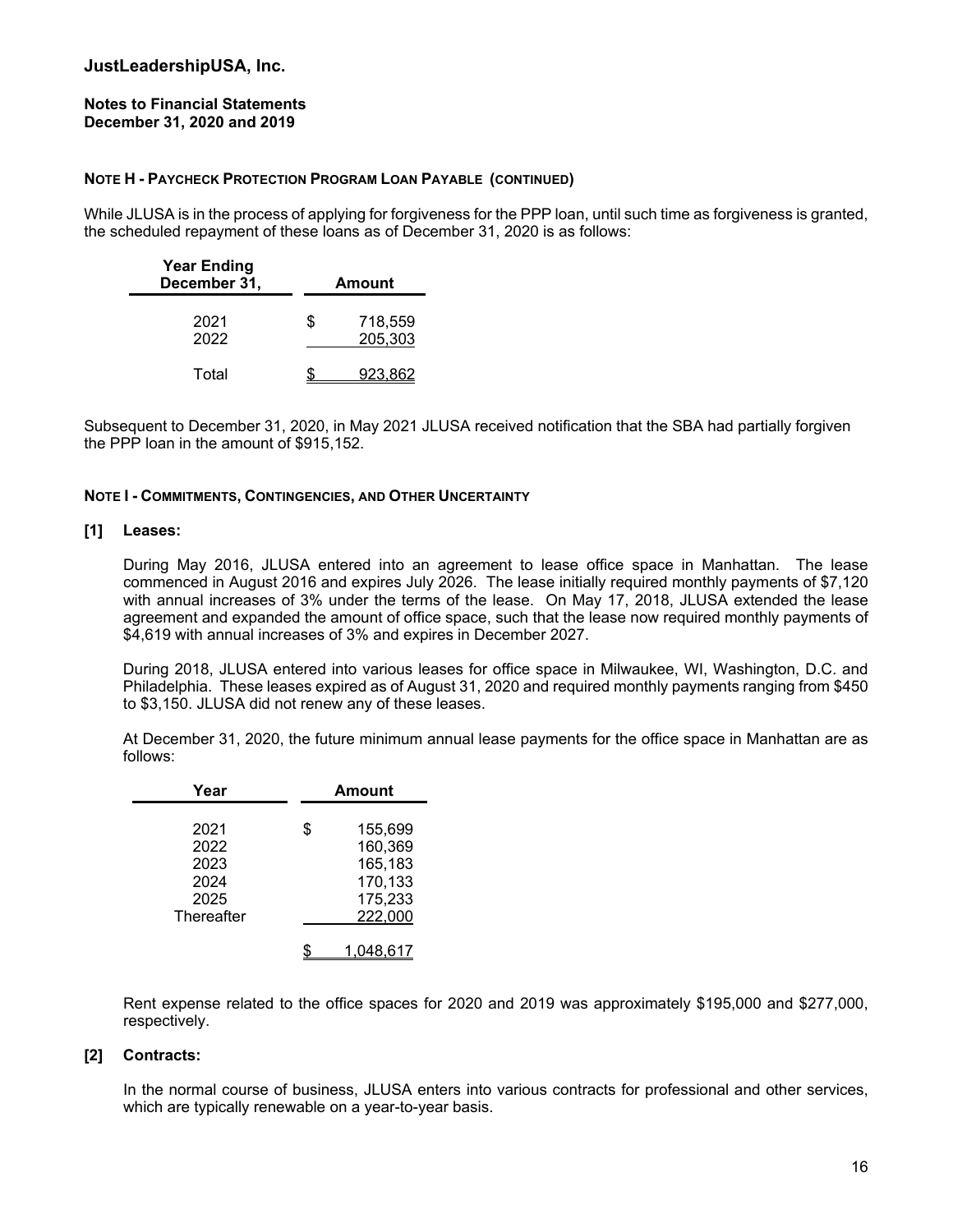# JustLeadershipUSA, Inc.

**Notes to Financial Statements**
**December 31, 2020 and 2019**

**NOTE H - PAYCHECK PROTECTION PROGRAM LOAN PAYABLE (CONTINUED)**

While JLUSA is in the process of applying for forgiveness for the PPP loan, until such time as forgiveness is granted, the scheduled repayment of these loans as of December 31, 2020 is as follows:

| Year Ending December 31, | Amount |
|---|---|
| 2021 | $ 718,559 |
| 2022 | 205,303 |
| Total | $ 923,862 |

Subsequent to December 31, 2020, in May 2021 JLUSA received notification that the SBA had partially forgiven the PPP loan in the amount of $915,152.

**NOTE I - COMMITMENTS, CONTINGENCIES, AND OTHER UNCERTAINTY**

**[1] Leases:**

During May 2016, JLUSA entered into an agreement to lease office space in Manhattan. The lease commenced in August 2016 and expires July 2026. The lease initially required monthly payments of $7,120 with annual increases of 3% under the terms of the lease. On May 17, 2018, JLUSA extended the lease agreement and expanded the amount of office space, such that the lease now required monthly payments of $4,619 with annual increases of 3% and expires in December 2027.

During 2018, JLUSA entered into various leases for office space in Milwaukee, WI, Washington, D.C. and Philadelphia. These leases expired as of August 31, 2020 and required monthly payments ranging from $450 to $3,150. JLUSA did not renew any of these leases.

At December 31, 2020, the future minimum annual lease payments for the office space in Manhattan are as follows:

| Year | Amount |
|---|---|
| 2021 | $ 155,699 |
| 2022 | 160,369 |
| 2023 | 165,183 |
| 2024 | 170,133 |
| 2025 | 175,233 |
| Thereafter | 222,000 |
| | $ 1,048,617 |

Rent expense related to the office spaces for 2020 and 2019 was approximately $195,000 and $277,000, respectively.

**[2] Contracts:**

In the normal course of business, JLUSA enters into various contracts for professional and other services, which are typically renewable on a year-to-year basis.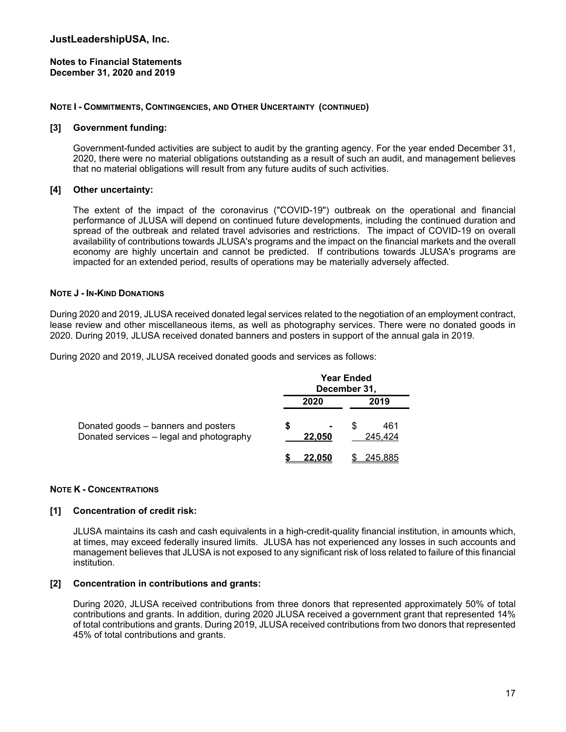## NOTE I - COMMITMENTS, CONTINGENCIES, AND OTHER UNCERTAINTY (CONTINUED)

**[3] Government funding:**

Government-funded activities are subject to audit by the granting agency. For the year ended December 31, 2020, there were no material obligations outstanding as a result of such an audit, and management believes that no material obligations will result from any future audits of such activities.

**[4] Other uncertainty:**

The extent of the impact of the coronavirus ("COVID-19") outbreak on the operational and financial performance of JLUSA will depend on continued future developments, including the continued duration and spread of the outbreak and related travel advisories and restrictions. The impact of COVID-19 on overall availability of contributions towards JLUSA's programs and the impact on the financial markets and the overall economy are highly uncertain and cannot be predicted. If contributions towards JLUSA's programs are impacted for an extended period, results of operations may be materially adversely affected.

## NOTE J - IN-KIND DONATIONS

During 2020 and 2019, JLUSA received donated legal services related to the negotiation of an employment contract, lease review and other miscellaneous items, as well as photography services. There were no donated goods in 2020. During 2019, JLUSA received donated banners and posters in support of the annual gala in 2019.

During 2020 and 2019, JLUSA received donated goods and services as follows:

| | Year Ended December 31, | |
|---|---|---|
| | 2020 | 2019 |
| Donated goods – banners and posters | $ - | $ 461 |
| Donated services – legal and photography | 22,050 | 245,424 |
| | $ 22,050 | $ 245,885 |

## NOTE K - CONCENTRATIONS

**[1] Concentration of credit risk:**

JLUSA maintains its cash and cash equivalents in a high-credit-quality financial institution, in amounts which, at times, may exceed federally insured limits. JLUSA has not experienced any losses in such accounts and management believes that JLUSA is not exposed to any significant risk of loss related to failure of this financial institution.

**[2] Concentration in contributions and grants:**

During 2020, JLUSA received contributions from three donors that represented approximately 50% of total contributions and grants. In addition, during 2020 JLUSA received a government grant that represented 14% of total contributions and grants. During 2019, JLUSA received contributions from two donors that represented 45% of total contributions and grants.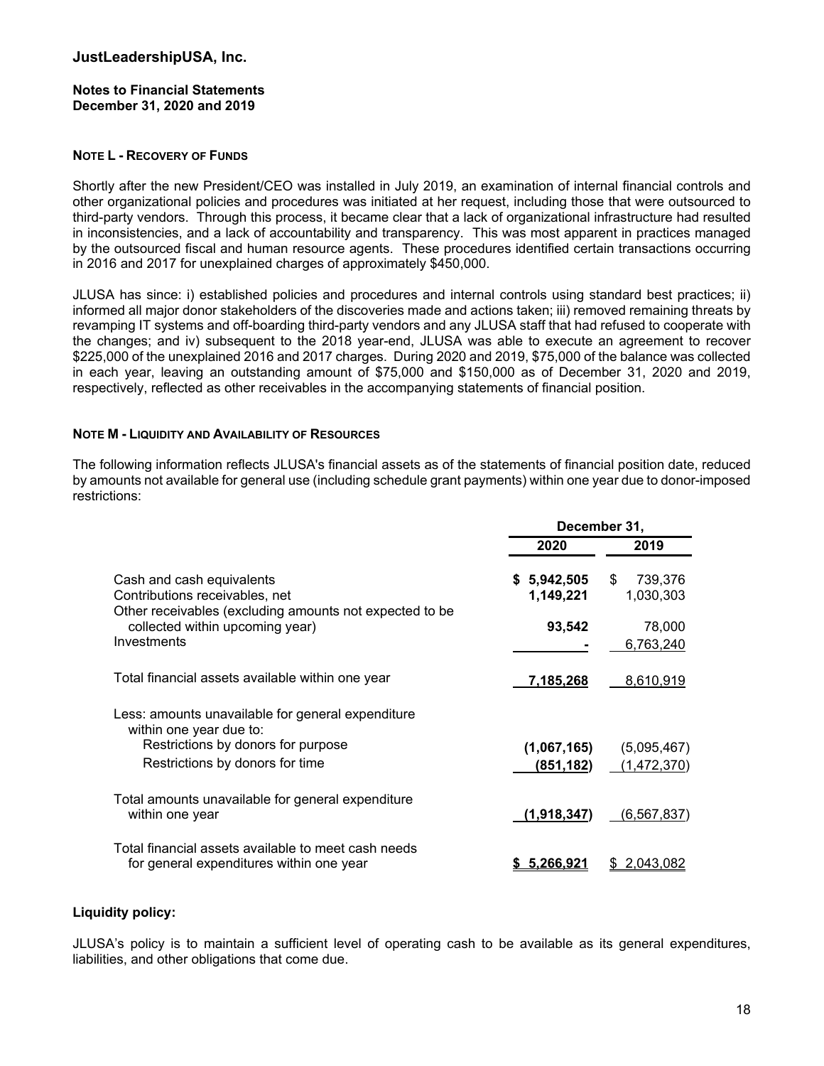**JustLeadershipUSA, Inc.**

**Notes to Financial Statements**
**December 31, 2020 and 2019**

**NOTE L - RECOVERY OF FUNDS**

Shortly after the new President/CEO was installed in July 2019, an examination of internal financial controls and other organizational policies and procedures was initiated at her request, including those that were outsourced to third-party vendors. Through this process, it became clear that a lack of organizational infrastructure had resulted in inconsistencies, and a lack of accountability and transparency. This was most apparent in practices managed by the outsourced fiscal and human resource agents. These procedures identified certain transactions occurring in 2016 and 2017 for unexplained charges of approximately $450,000.

JLUSA has since: i) established policies and procedures and internal controls using standard best practices; ii) informed all major donor stakeholders of the discoveries made and actions taken; iii) removed remaining threats by revamping IT systems and off-boarding third-party vendors and any JLUSA staff that had refused to cooperate with the changes; and iv) subsequent to the 2018 year-end, JLUSA was able to execute an agreement to recover $225,000 of the unexplained 2016 and 2017 charges. During 2020 and 2019, $75,000 of the balance was collected in each year, leaving an outstanding amount of $75,000 and $150,000 as of December 31, 2020 and 2019, respectively, reflected as other receivables in the accompanying statements of financial position.

**NOTE M - LIQUIDITY AND AVAILABILITY OF RESOURCES**

The following information reflects JLUSA's financial assets as of the statements of financial position date, reduced by amounts not available for general use (including schedule grant payments) within one year due to donor-imposed restrictions:

| | December 31, | |
|---|---|---|
| | **2020** | **2019** |
| Cash and cash equivalents | **$ 5,942,505** | $ 739,376 |
| Contributions receivables, net | **1,149,221** | 1,030,303 |
| Other receivables (excluding amounts not expected to be collected within upcoming year) | **93,542** | 78,000 |
| Investments | **-** | 6,763,240 |
| Total financial assets available within one year | **7,185,268** | 8,610,919 |
| Less: amounts unavailable for general expenditure within one year due to: | | |
| Restrictions by donors for purpose | **(1,067,165)** | (5,095,467) |
| Restrictions by donors for time | **(851,182)** | (1,472,370) |
| Total amounts unavailable for general expenditure within one year | **(1,918,347)** | (6,567,837) |
| Total financial assets available to meet cash needs for general expenditures within one year | **$ 5,266,921** | $ 2,043,082 |

**Liquidity policy:**

JLUSA's policy is to maintain a sufficient level of operating cash to be available as its general expenditures, liabilities, and other obligations that come due.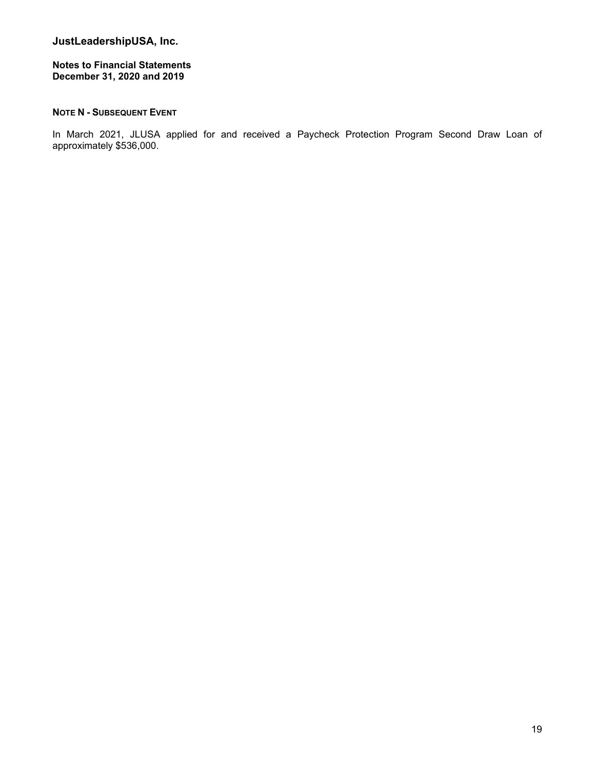**NOTE N - SUBSEQUENT EVENT**

In March 2021, JLUSA applied for and received a Paycheck Protection Program Second Draw Loan of approximately $536,000.